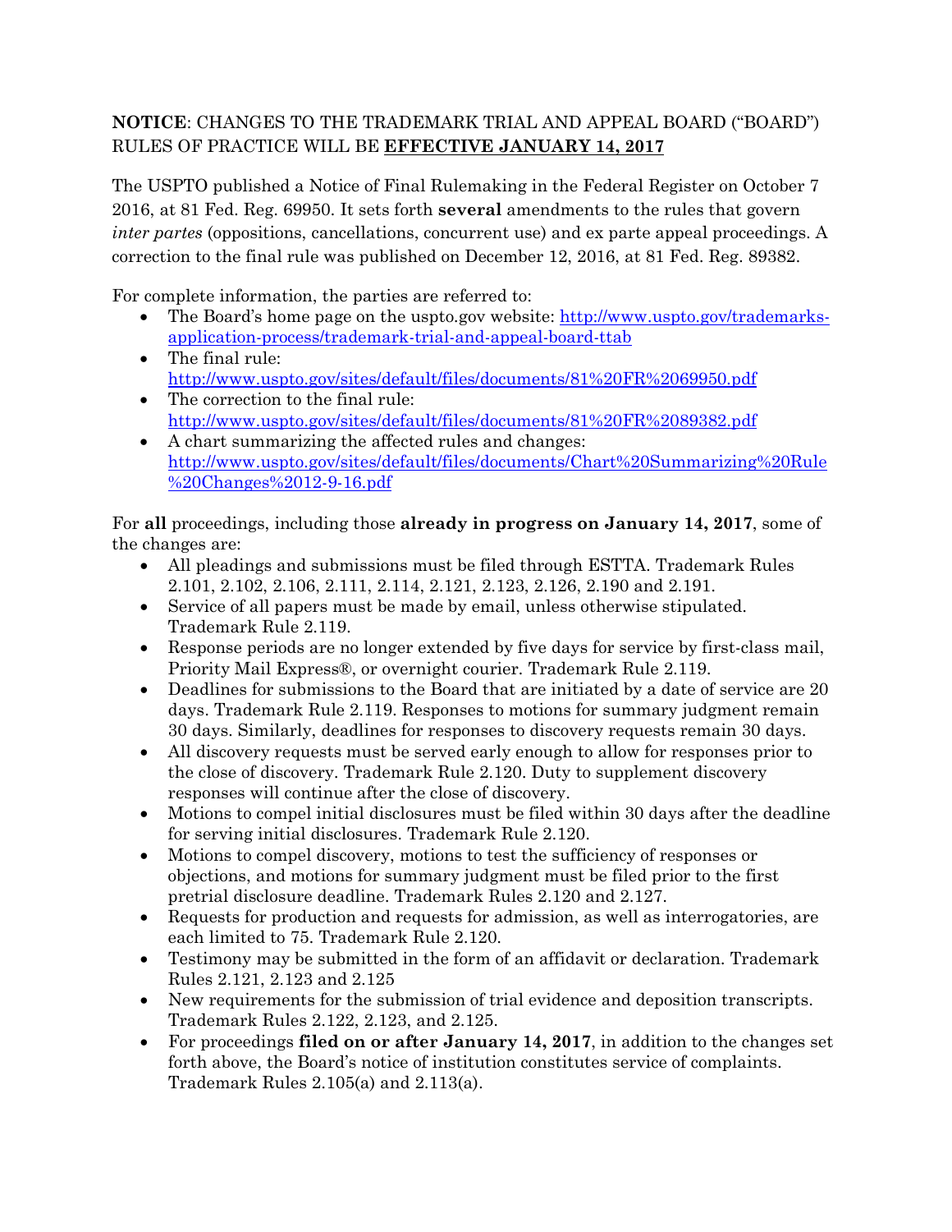**NOTICE**: CHANGES TO THE TRADEMARK TRIAL AND APPEAL BOARD ("BOARD") RULES OF PRACTICE WILL BE **EFFECTIVE JANUARY 14, 2017**

The USPTO published a Notice of Final Rulemaking in the Federal Register on October 7 2016, at 81 Fed. Reg. 69950. It sets forth **several** amendments to the rules that govern *inter partes* (oppositions, cancellations, concurrent use) and ex parte appeal proceedings. A correction to the final rule was published on December 12, 2016, at 81 Fed. Reg. 89382.

For complete information, the parties are referred to:

- The Board's home page on the uspto.gov website: http://www.uspto.gov/trademarks-application-process/trademark-trial-and-appeal-board-ttab
- The final rule: http://www.uspto.gov/sites/default/files/documents/81%20FR%2069950.pdf
- The correction to the final rule: http://www.uspto.gov/sites/default/files/documents/81%20FR%2089382.pdf
- A chart summarizing the affected rules and changes: http://www.uspto.gov/sites/default/files/documents/Chart%20Summarizing%20Rule%20Changes%2012-9-16.pdf

For **all** proceedings, including those **already in progress on January 14, 2017**, some of the changes are:

- All pleadings and submissions must be filed through ESTTA. Trademark Rules 2.101, 2.102, 2.106, 2.111, 2.114, 2.121, 2.123, 2.126, 2.190 and 2.191.
- Service of all papers must be made by email, unless otherwise stipulated. Trademark Rule 2.119.
- Response periods are no longer extended by five days for service by first-class mail, Priority Mail Express®, or overnight courier. Trademark Rule 2.119.
- Deadlines for submissions to the Board that are initiated by a date of service are 20 days. Trademark Rule 2.119. Responses to motions for summary judgment remain 30 days. Similarly, deadlines for responses to discovery requests remain 30 days.
- All discovery requests must be served early enough to allow for responses prior to the close of discovery. Trademark Rule 2.120. Duty to supplement discovery responses will continue after the close of discovery.
- Motions to compel initial disclosures must be filed within 30 days after the deadline for serving initial disclosures. Trademark Rule 2.120.
- Motions to compel discovery, motions to test the sufficiency of responses or objections, and motions for summary judgment must be filed prior to the first pretrial disclosure deadline. Trademark Rules 2.120 and 2.127.
- Requests for production and requests for admission, as well as interrogatories, are each limited to 75. Trademark Rule 2.120.
- Testimony may be submitted in the form of an affidavit or declaration. Trademark Rules 2.121, 2.123 and 2.125
- New requirements for the submission of trial evidence and deposition transcripts. Trademark Rules 2.122, 2.123, and 2.125.
- For proceedings **filed on or after January 14, 2017**, in addition to the changes set forth above, the Board's notice of institution constitutes service of complaints. Trademark Rules 2.105(a) and 2.113(a).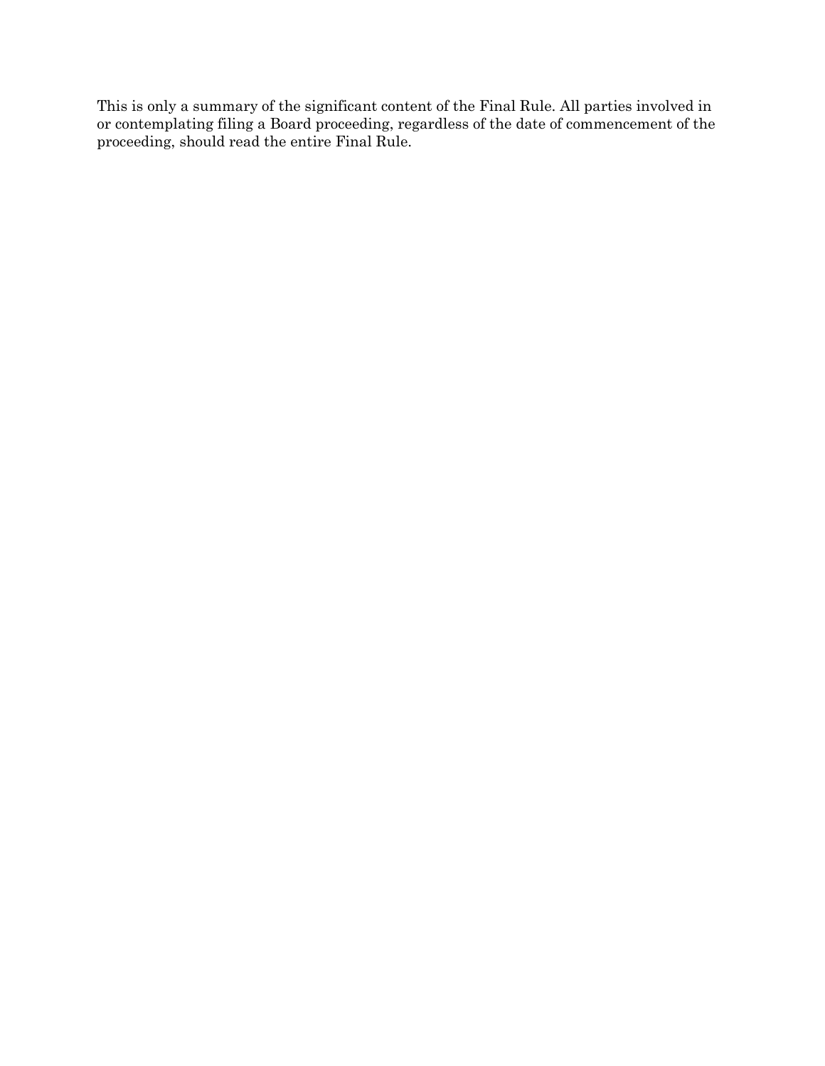This is only a summary of the significant content of the Final Rule. All parties involved in or contemplating filing a Board proceeding, regardless of the date of commencement of the proceeding, should read the entire Final Rule.